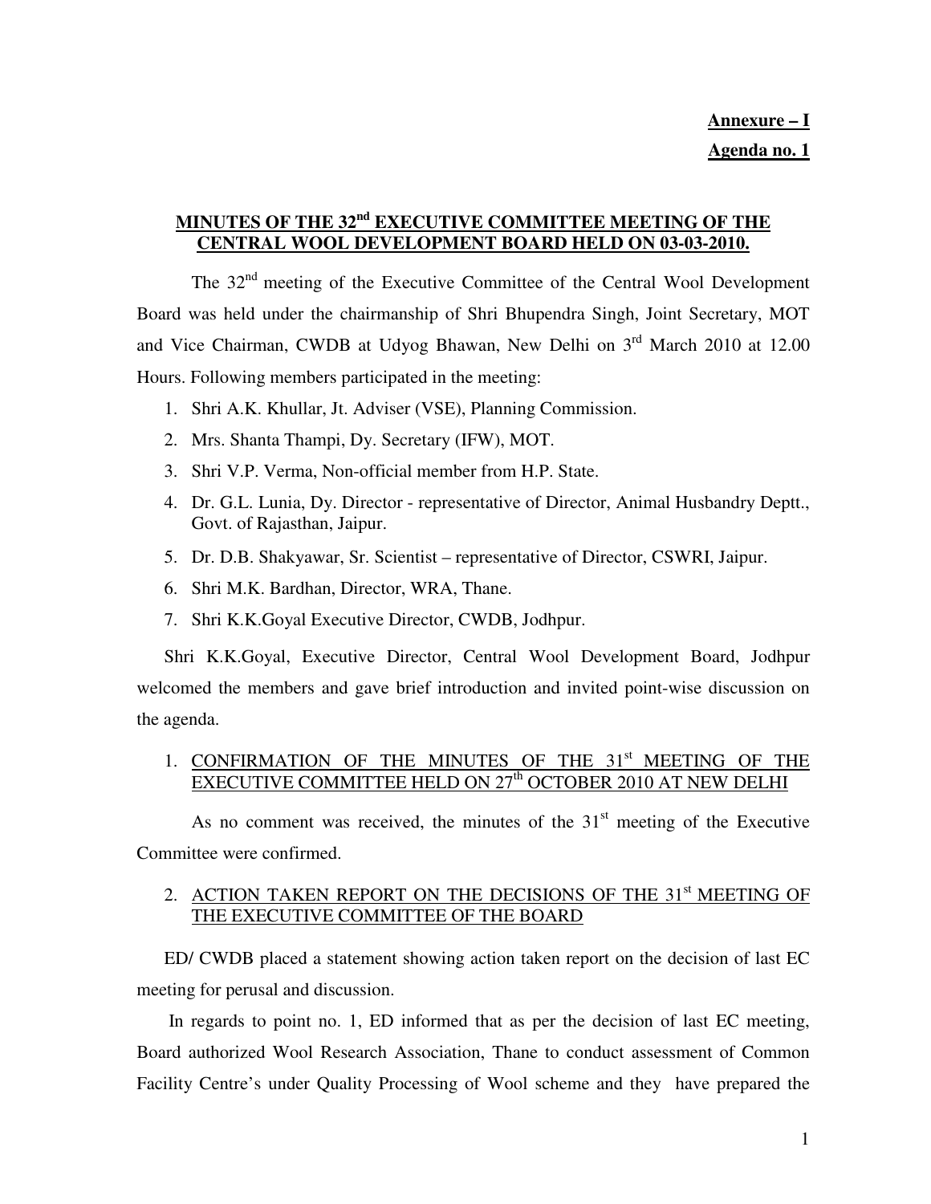**Annexure – I**

**Agenda no. 1**

## MINUTES OF THE 32nd EXECUTIVE COMMITTEE MEETING OF THE CENTRAL WOOL DEVELOPMENT BOARD HELD ON 03-03-2010.

The 32nd meeting of the Executive Committee of the Central Wool Development Board was held under the chairmanship of Shri Bhupendra Singh, Joint Secretary, MOT and Vice Chairman, CWDB at Udyog Bhawan, New Delhi on 3rd March 2010 at 12.00 Hours. Following members participated in the meeting:

1. Shri A.K. Khullar, Jt. Adviser (VSE), Planning Commission.
2. Mrs. Shanta Thampi, Dy. Secretary (IFW), MOT.
3. Shri V.P. Verma, Non-official member from H.P. State.
4. Dr. G.L. Lunia, Dy. Director - representative of Director, Animal Husbandry Deptt., Govt. of Rajasthan, Jaipur.
5. Dr. D.B. Shakyawar, Sr. Scientist – representative of Director, CSWRI, Jaipur.
6. Shri M.K. Bardhan, Director, WRA, Thane.
7. Shri K.K.Goyal Executive Director, CWDB, Jodhpur.

Shri K.K.Goyal, Executive Director, Central Wool Development Board, Jodhpur welcomed the members and gave brief introduction and invited point-wise discussion on the agenda.

1. CONFIRMATION OF THE MINUTES OF THE 31st MEETING OF THE EXECUTIVE COMMITTEE HELD ON 27th OCTOBER 2010 AT NEW DELHI

As no comment was received, the minutes of the 31st meeting of the Executive Committee were confirmed.

2. ACTION TAKEN REPORT ON THE DECISIONS OF THE 31st MEETING OF THE EXECUTIVE COMMITTEE OF THE BOARD

ED/ CWDB placed a statement showing action taken report on the decision of last EC meeting for perusal and discussion.

In regards to point no. 1, ED informed that as per the decision of last EC meeting, Board authorized Wool Research Association, Thane to conduct assessment of Common Facility Centre's under Quality Processing of Wool scheme and they have prepared the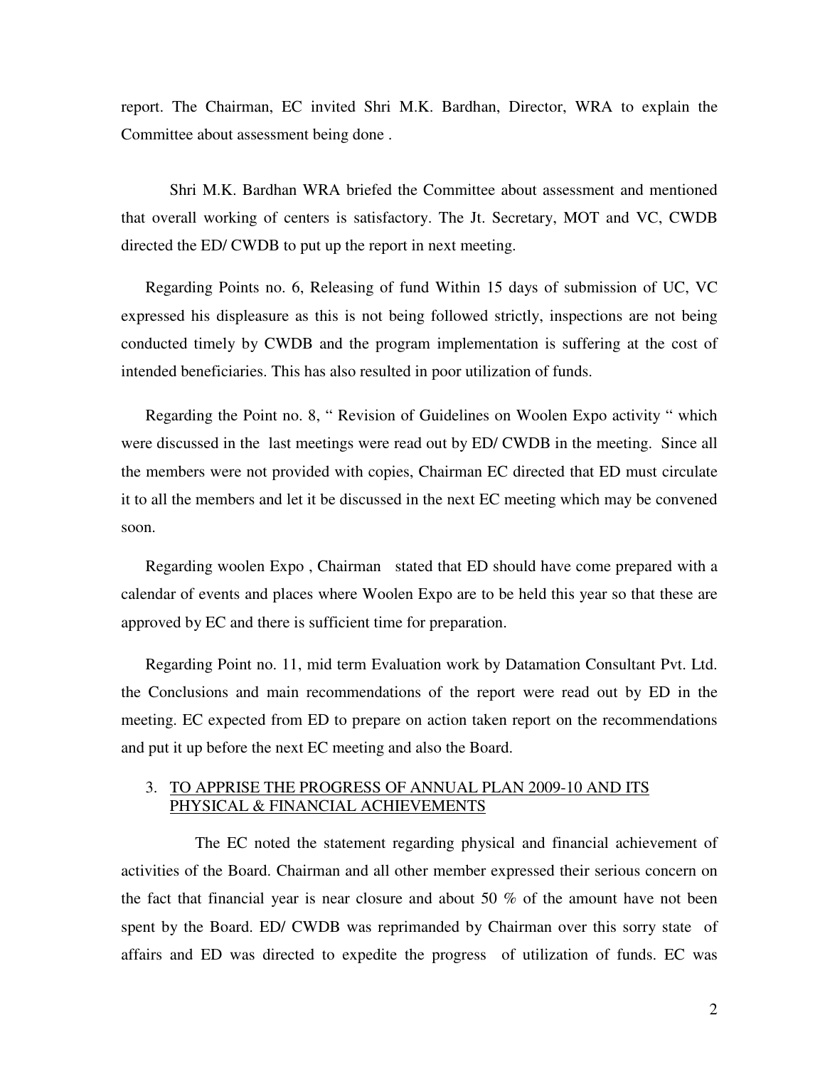report. The Chairman, EC invited Shri M.K. Bardhan, Director, WRA to explain the Committee about assessment being done .

Shri M.K. Bardhan WRA briefed the Committee about assessment and mentioned that overall working of centers is satisfactory. The Jt. Secretary, MOT and VC, CWDB directed the ED/ CWDB to put up the report in next meeting.

Regarding Points no. 6, Releasing of fund Within 15 days of submission of UC, VC expressed his displeasure as this is not being followed strictly, inspections are not being conducted timely by CWDB and the program implementation is suffering at the cost of intended beneficiaries. This has also resulted in poor utilization of funds.

Regarding the Point no. 8, " Revision of Guidelines on Woolen Expo activity " which were discussed in the last meetings were read out by ED/ CWDB in the meeting. Since all the members were not provided with copies, Chairman EC directed that ED must circulate it to all the members and let it be discussed in the next EC meeting which may be convened soon.

Regarding woolen Expo , Chairman stated that ED should have come prepared with a calendar of events and places where Woolen Expo are to be held this year so that these are approved by EC and there is sufficient time for preparation.

Regarding Point no. 11, mid term Evaluation work by Datamation Consultant Pvt. Ltd. the Conclusions and main recommendations of the report were read out by ED in the meeting. EC expected from ED to prepare on action taken report on the recommendations and put it up before the next EC meeting and also the Board.

3. TO APPRISE THE PROGRESS OF ANNUAL PLAN 2009-10 AND ITS PHYSICAL & FINANCIAL ACHIEVEMENTS

The EC noted the statement regarding physical and financial achievement of activities of the Board. Chairman and all other member expressed their serious concern on the fact that financial year is near closure and about 50 % of the amount have not been spent by the Board. ED/ CWDB was reprimanded by Chairman over this sorry state of affairs and ED was directed to expedite the progress of utilization of funds. EC was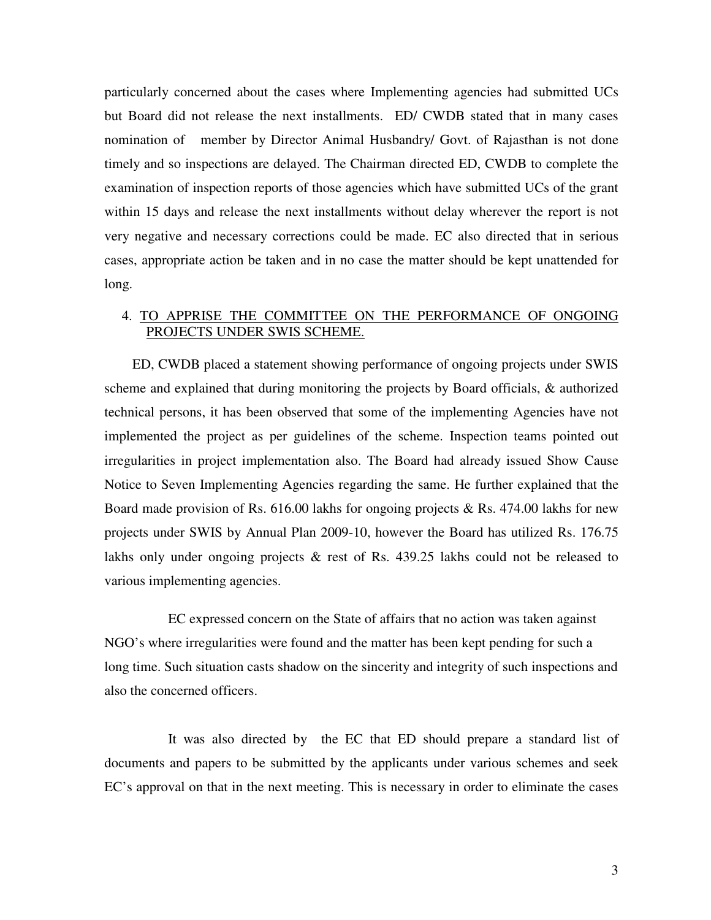particularly concerned about the cases where Implementing agencies had submitted UCs but Board did not release the next installments. ED/ CWDB stated that in many cases nomination of member by Director Animal Husbandry/ Govt. of Rajasthan is not done timely and so inspections are delayed. The Chairman directed ED, CWDB to complete the examination of inspection reports of those agencies which have submitted UCs of the grant within 15 days and release the next installments without delay wherever the report is not very negative and necessary corrections could be made. EC also directed that in serious cases, appropriate action be taken and in no case the matter should be kept unattended for long.

4. <u>TO APPRISE THE COMMITTEE ON THE PERFORMANCE OF ONGOING PROJECTS UNDER SWIS SCHEME.</u>

ED, CWDB placed a statement showing performance of ongoing projects under SWIS scheme and explained that during monitoring the projects by Board officials, & authorized technical persons, it has been observed that some of the implementing Agencies have not implemented the project as per guidelines of the scheme. Inspection teams pointed out irregularities in project implementation also. The Board had already issued Show Cause Notice to Seven Implementing Agencies regarding the same. He further explained that the Board made provision of Rs. 616.00 lakhs for ongoing projects & Rs. 474.00 lakhs for new projects under SWIS by Annual Plan 2009-10, however the Board has utilized Rs. 176.75 lakhs only under ongoing projects & rest of Rs. 439.25 lakhs could not be released to various implementing agencies.

EC expressed concern on the State of affairs that no action was taken against NGO's where irregularities were found and the matter has been kept pending for such a long time. Such situation casts shadow on the sincerity and integrity of such inspections and also the concerned officers.

It was also directed by the EC that ED should prepare a standard list of documents and papers to be submitted by the applicants under various schemes and seek EC's approval on that in the next meeting. This is necessary in order to eliminate the cases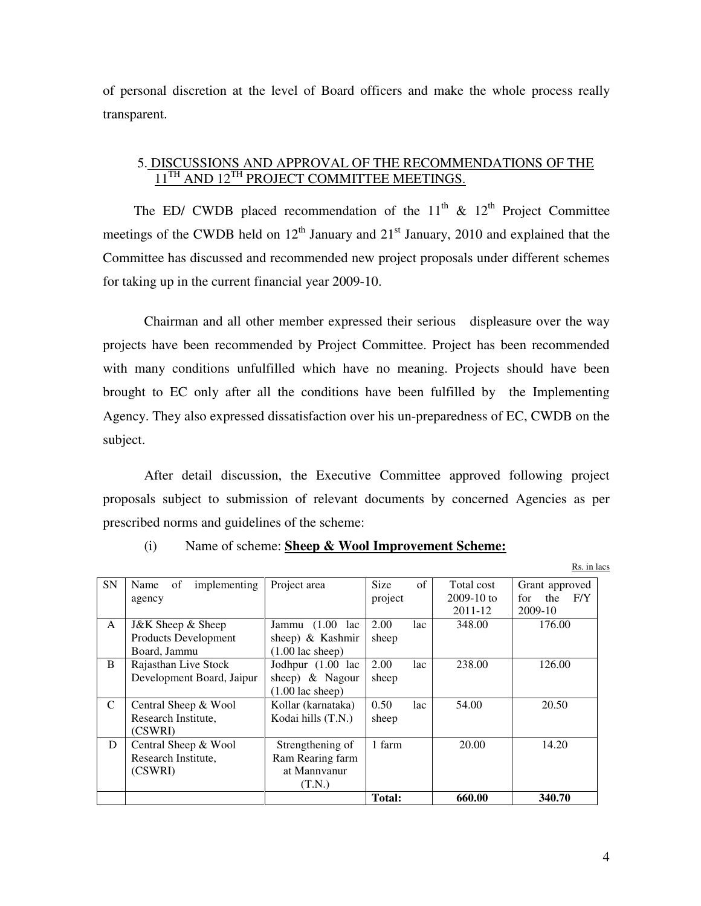of personal discretion at the level of Board officers and make the whole process really transparent.

## 5. DISCUSSIONS AND APPROVAL OF THE RECOMMENDATIONS OF THE 11TH AND 12TH PROJECT COMMITTEE MEETINGS.

The ED/ CWDB placed recommendation of the 11th & 12th Project Committee meetings of the CWDB held on 12th January and 21st January, 2010 and explained that the Committee has discussed and recommended new project proposals under different schemes for taking up in the current financial year 2009-10.

Chairman and all other member expressed their serious displeasure over the way projects have been recommended by Project Committee. Project has been recommended with many conditions unfulfilled which have no meaning. Projects should have been brought to EC only after all the conditions have been fulfilled by the Implementing Agency. They also expressed dissatisfaction over his un-preparedness of EC, CWDB on the subject.

After detail discussion, the Executive Committee approved following project proposals subject to submission of relevant documents by concerned Agencies as per prescribed norms and guidelines of the scheme:

(i) Name of scheme: **Sheep & Wool Improvement Scheme:**

Rs. in lacs

| SN | Name of implementing agency | Project area | Size of project | Total cost 2009-10 to 2011-12 | Grant approved for the F/Y 2009-10 |
|---|---|---|---|---|---|
| A | J&K Sheep & Sheep Products Development Board, Jammu | Jammu (1.00 lac sheep) & Kashmir (1.00 lac sheep) | 2.00 lac sheep | 348.00 | 176.00 |
| B | Rajasthan Live Stock Development Board, Jaipur | Jodhpur (1.00 lac sheep) & Nagour (1.00 lac sheep) | 2.00 lac sheep | 238.00 | 126.00 |
| C | Central Sheep & Wool Research Institute, (CSWRI) | Kollar (karnataka) Kodai hills (T.N.) | 0.50 lac sheep | 54.00 | 20.50 |
| D | Central Sheep & Wool Research Institute, (CSWRI) | Strengthening of Ram Rearing farm at Mannvanur (T.N.) | 1 farm | 20.00 | 14.20 |
| | | | **Total:** | **660.00** | **340.70** |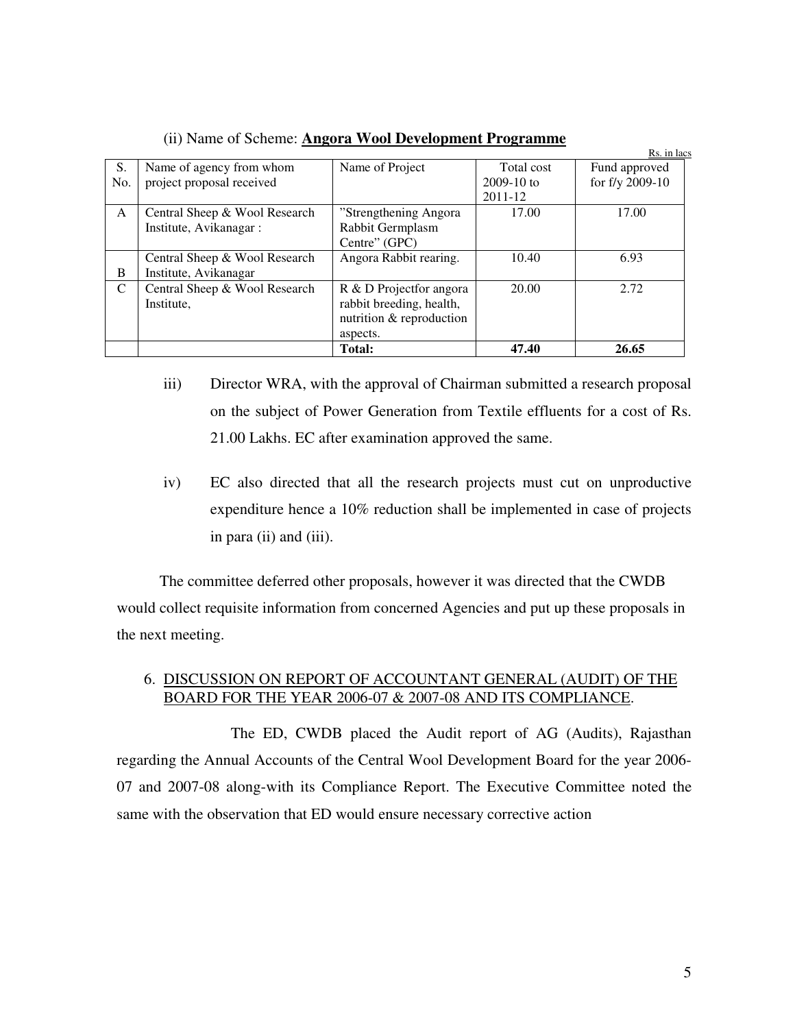(ii) Name of Scheme: **Angora Wool Development Programme**

Rs. in lacs

| S. No. | Name of agency from whom project proposal received | Name of Project | Total cost 2009-10 to 2011-12 | Fund approved for f/y 2009-10 |
|---|---|---|---|---|
| A | Central Sheep & Wool Research Institute, Avikanagar : | "Strengthening Angora Rabbit Germplasm Centre" (GPC) | 17.00 | 17.00 |
| B | Central Sheep & Wool Research Institute, Avikanagar | Angora Rabbit rearing. | 10.40 | 6.93 |
| C | Central Sheep & Wool Research Institute, | R & D Projectfor angora rabbit breeding, health, nutrition & reproduction aspects. | 20.00 | 2.72 |
| | | **Total:** | **47.40** | **26.65** |

iii) Director WRA, with the approval of Chairman submitted a research proposal on the subject of Power Generation from Textile effluents for a cost of Rs. 21.00 Lakhs. EC after examination approved the same.

iv) EC also directed that all the research projects must cut on unproductive expenditure hence a 10% reduction shall be implemented in case of projects in para (ii) and (iii).

The committee deferred other proposals, however it was directed that the CWDB would collect requisite information from concerned Agencies and put up these proposals in the next meeting.

## 6. DISCUSSION ON REPORT OF ACCOUNTANT GENERAL (AUDIT) OF THE BOARD FOR THE YEAR 2006-07 & 2007-08 AND ITS COMPLIANCE.

The ED, CWDB placed the Audit report of AG (Audits), Rajasthan regarding the Annual Accounts of the Central Wool Development Board for the year 2006-07 and 2007-08 along-with its Compliance Report. The Executive Committee noted the same with the observation that ED would ensure necessary corrective action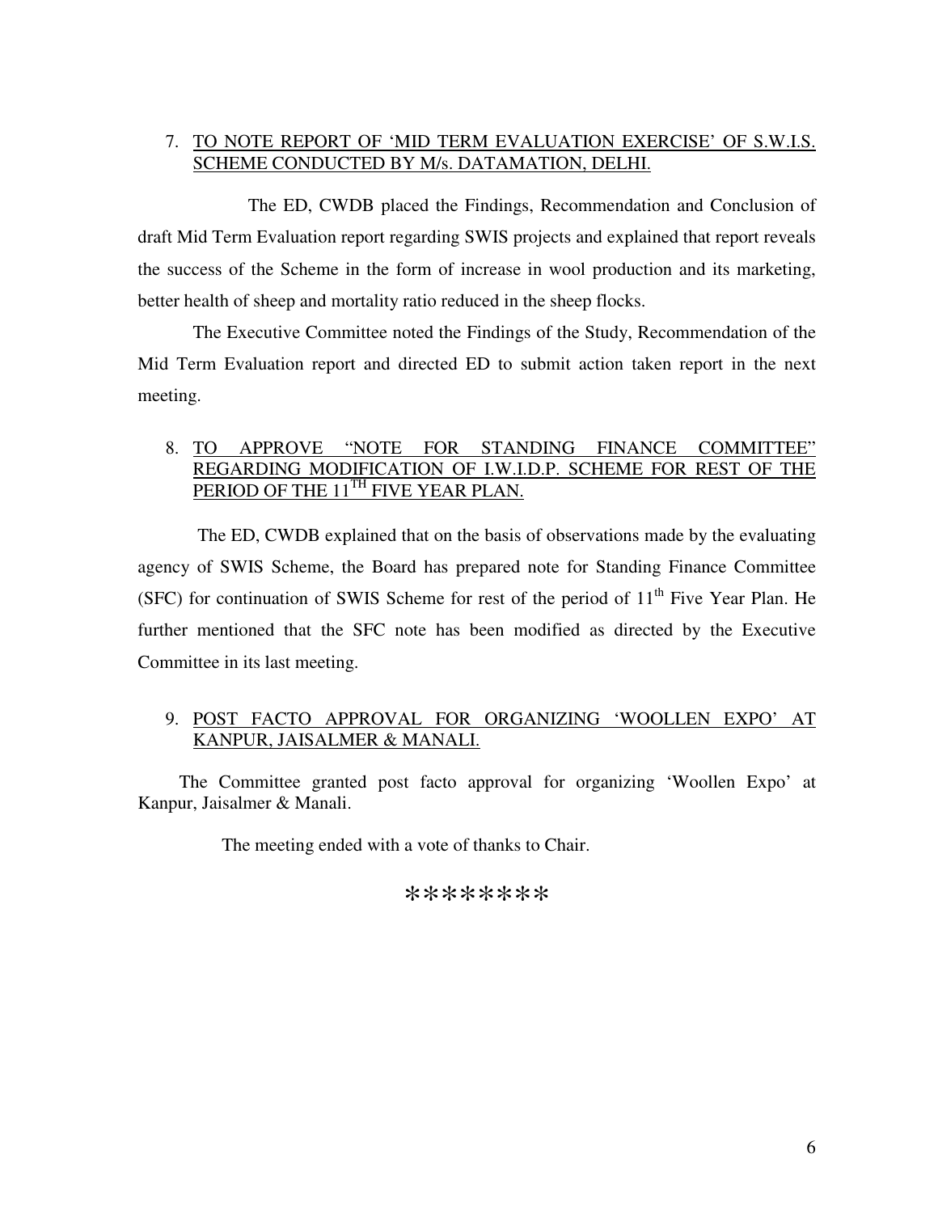7. <u>TO NOTE REPORT OF 'MID TERM EVALUATION EXERCISE' OF S.W.I.S. SCHEME CONDUCTED BY M/s. DATAMATION, DELHI.</u>

The ED, CWDB placed the Findings, Recommendation and Conclusion of draft Mid Term Evaluation report regarding SWIS projects and explained that report reveals the success of the Scheme in the form of increase in wool production and its marketing, better health of sheep and mortality ratio reduced in the sheep flocks.

The Executive Committee noted the Findings of the Study, Recommendation of the Mid Term Evaluation report and directed ED to submit action taken report in the next meeting.

8. <u>TO APPROVE "NOTE FOR STANDING FINANCE COMMITTEE" REGARDING MODIFICATION OF I.W.I.D.P. SCHEME FOR REST OF THE PERIOD OF THE 11$^{TH}$ FIVE YEAR PLAN.</u>

The ED, CWDB explained that on the basis of observations made by the evaluating agency of SWIS Scheme, the Board has prepared note for Standing Finance Committee (SFC) for continuation of SWIS Scheme for rest of the period of 11$^{th}$ Five Year Plan. He further mentioned that the SFC note has been modified as directed by the Executive Committee in its last meeting.

9. <u>POST FACTO APPROVAL FOR ORGANIZING 'WOOLLEN EXPO' AT KANPUR, JAISALMER & MANALI.</u>

The Committee granted post facto approval for organizing 'Woollen Expo' at Kanpur, Jaisalmer & Manali.

The meeting ended with a vote of thanks to Chair.

********